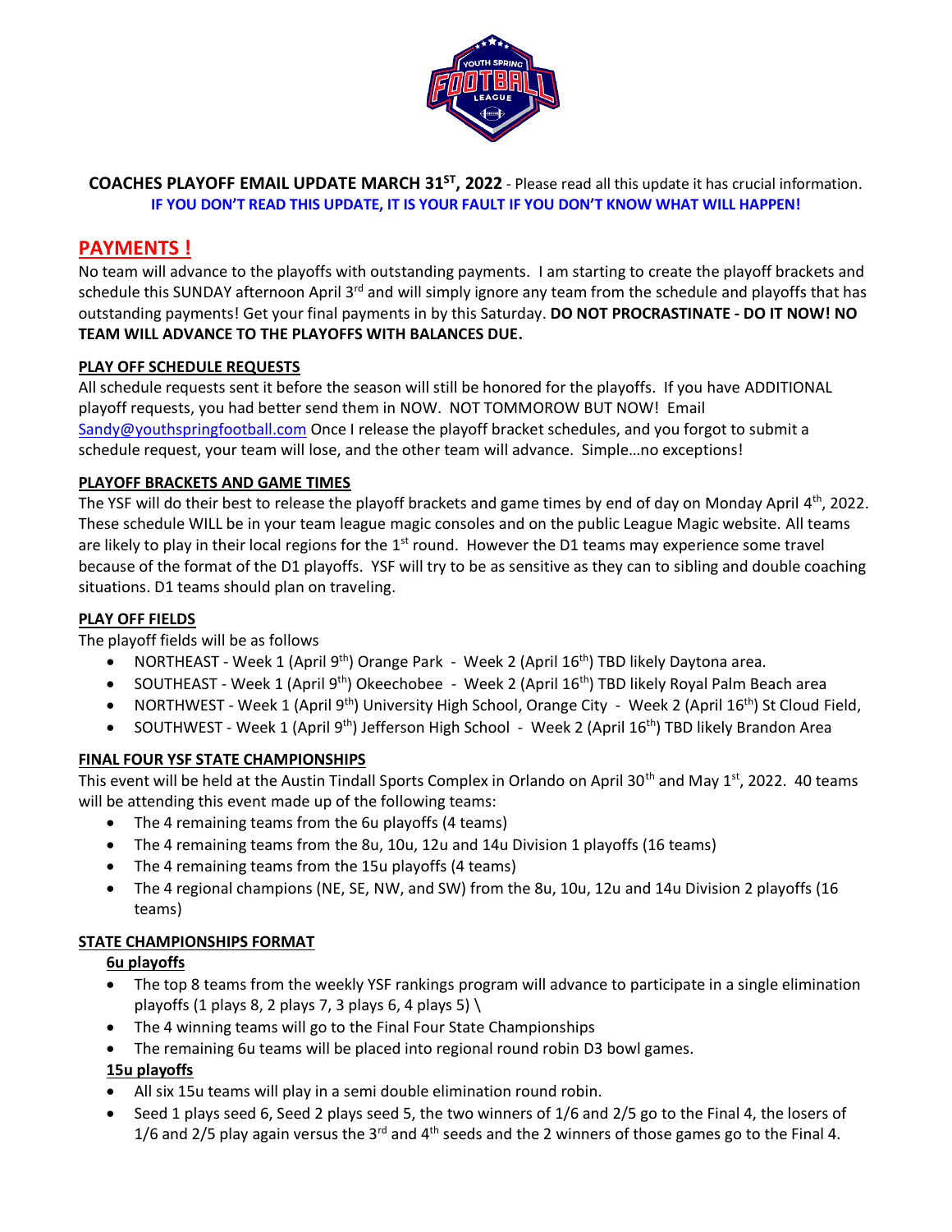**COACHES PLAYOFF EMAIL UPDATE MARCH 31ST, 2022** - Please read all this update it has crucial information.
**IF YOU DON'T READ THIS UPDATE, IT IS YOUR FAULT IF YOU DON'T KNOW WHAT WILL HAPPEN!**

## PAYMENTS !

No team will advance to the playoffs with outstanding payments. I am starting to create the playoff brackets and schedule this SUNDAY afternoon April 3rd and will simply ignore any team from the schedule and playoffs that has outstanding payments! Get your final payments in by this Saturday. **DO NOT PROCRASTINATE - DO IT NOW! NO TEAM WILL ADVANCE TO THE PLAYOFFS WITH BALANCES DUE.**

### PLAY OFF SCHEDULE REQUESTS

All schedule requests sent it before the season will still be honored for the playoffs. If you have ADDITIONAL playoff requests, you had better send them in NOW. NOT TOMMOROW BUT NOW! Email Sandy@youthspringfootball.com Once I release the playoff bracket schedules, and you forgot to submit a schedule request, your team will lose, and the other team will advance. Simple…no exceptions!

### PLAYOFF BRACKETS AND GAME TIMES

The YSF will do their best to release the playoff brackets and game times by end of day on Monday April 4th, 2022. These schedule WILL be in your team league magic consoles and on the public League Magic website. All teams are likely to play in their local regions for the 1st round. However the D1 teams may experience some travel because of the format of the D1 playoffs. YSF will try to be as sensitive as they can to sibling and double coaching situations. D1 teams should plan on traveling.

### PLAY OFF FIELDS

The playoff fields will be as follows

- NORTHEAST - Week 1 (April 9th) Orange Park - Week 2 (April 16th) TBD likely Daytona area.
- SOUTHEAST - Week 1 (April 9th) Okeechobee - Week 2 (April 16th) TBD likely Royal Palm Beach area
- NORTHWEST - Week 1 (April 9th) University High School, Orange City - Week 2 (April 16th) St Cloud Field,
- SOUTHWEST - Week 1 (April 9th) Jefferson High School - Week 2 (April 16th) TBD likely Brandon Area

### FINAL FOUR YSF STATE CHAMPIONSHIPS

This event will be held at the Austin Tindall Sports Complex in Orlando on April 30th and May 1st, 2022. 40 teams will be attending this event made up of the following teams:

- The 4 remaining teams from the 6u playoffs (4 teams)
- The 4 remaining teams from the 8u, 10u, 12u and 14u Division 1 playoffs (16 teams)
- The 4 remaining teams from the 15u playoffs (4 teams)
- The 4 regional champions (NE, SE, NW, and SW) from the 8u, 10u, 12u and 14u Division 2 playoffs (16 teams)

### STATE CHAMPIONSHIPS FORMAT

#### 6u playoffs

- The top 8 teams from the weekly YSF rankings program will advance to participate in a single elimination playoffs (1 plays 8, 2 plays 7, 3 plays 6, 4 plays 5) \
- The 4 winning teams will go to the Final Four State Championships
- The remaining 6u teams will be placed into regional round robin D3 bowl games.

#### 15u playoffs

- All six 15u teams will play in a semi double elimination round robin.
- Seed 1 plays seed 6, Seed 2 plays seed 5, the two winners of 1/6 and 2/5 go to the Final 4, the losers of 1/6 and 2/5 play again versus the 3rd and 4th seeds and the 2 winners of those games go to the Final 4.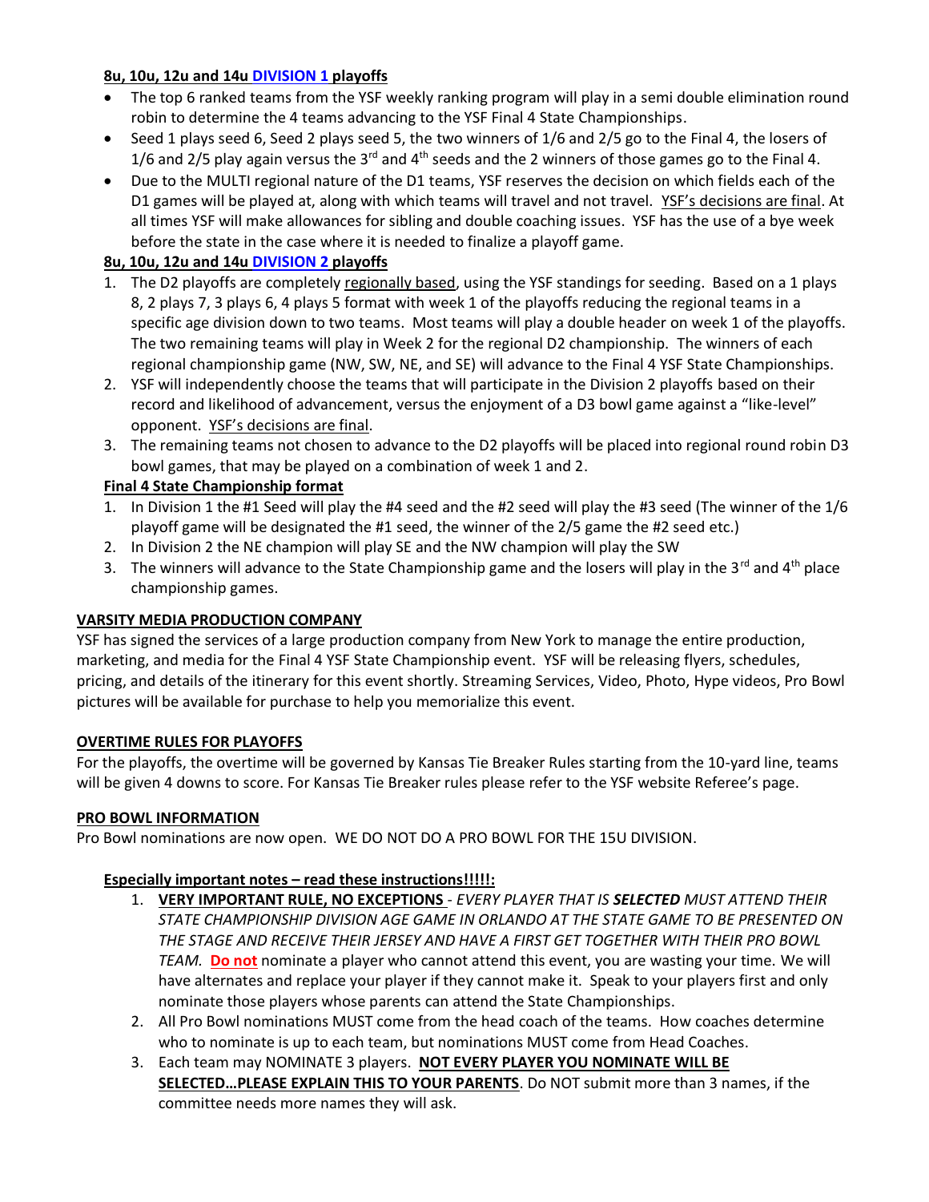### 8u, 10u, 12u and 14u DIVISION 1 playoffs

- The top 6 ranked teams from the YSF weekly ranking program will play in a semi double elimination round robin to determine the 4 teams advancing to the YSF Final 4 State Championships.
- Seed 1 plays seed 6, Seed 2 plays seed 5, the two winners of 1/6 and 2/5 go to the Final 4, the losers of 1/6 and 2/5 play again versus the 3rd and 4th seeds and the 2 winners of those games go to the Final 4.
- Due to the MULTI regional nature of the D1 teams, YSF reserves the decision on which fields each of the D1 games will be played at, along with which teams will travel and not travel. YSF's decisions are final. At all times YSF will make allowances for sibling and double coaching issues. YSF has the use of a bye week before the state in the case where it is needed to finalize a playoff game.

### 8u, 10u, 12u and 14u DIVISION 2 playoffs

1. The D2 playoffs are completely regionally based, using the YSF standings for seeding. Based on a 1 plays 8, 2 plays 7, 3 plays 6, 4 plays 5 format with week 1 of the playoffs reducing the regional teams in a specific age division down to two teams. Most teams will play a double header on week 1 of the playoffs. The two remaining teams will play in Week 2 for the regional D2 championship. The winners of each regional championship game (NW, SW, NE, and SE) will advance to the Final 4 YSF State Championships.
2. YSF will independently choose the teams that will participate in the Division 2 playoffs based on their record and likelihood of advancement, versus the enjoyment of a D3 bowl game against a "like-level" opponent. YSF's decisions are final.
3. The remaining teams not chosen to advance to the D2 playoffs will be placed into regional round robin D3 bowl games, that may be played on a combination of week 1 and 2.

### Final 4 State Championship format

1. In Division 1 the #1 Seed will play the #4 seed and the #2 seed will play the #3 seed (The winner of the 1/6 playoff game will be designated the #1 seed, the winner of the 2/5 game the #2 seed etc.)
2. In Division 2 the NE champion will play SE and the NW champion will play the SW
3. The winners will advance to the State Championship game and the losers will play in the 3rd and 4th place championship games.

### VARSITY MEDIA PRODUCTION COMPANY

YSF has signed the services of a large production company from New York to manage the entire production, marketing, and media for the Final 4 YSF State Championship event. YSF will be releasing flyers, schedules, pricing, and details of the itinerary for this event shortly. Streaming Services, Video, Photo, Hype videos, Pro Bowl pictures will be available for purchase to help you memorialize this event.

### OVERTIME RULES FOR PLAYOFFS

For the playoffs, the overtime will be governed by Kansas Tie Breaker Rules starting from the 10-yard line, teams will be given 4 downs to score. For Kansas Tie Breaker rules please refer to the YSF website Referee's page.

### PRO BOWL INFORMATION

Pro Bowl nominations are now open. WE DO NOT DO A PRO BOWL FOR THE 15U DIVISION.

#### Especially important notes – read these instructions!!!!!:

1. **VERY IMPORTANT RULE, NO EXCEPTIONS** - *EVERY PLAYER THAT IS **SELECTED** MUST ATTEND THEIR STATE CHAMPIONSHIP DIVISION AGE GAME IN ORLANDO AT THE STATE GAME TO BE PRESENTED ON THE STAGE AND RECEIVE THEIR JERSEY AND HAVE A FIRST GET TOGETHER WITH THEIR PRO BOWL TEAM.* **Do not** nominate a player who cannot attend this event, you are wasting your time. We will have alternates and replace your player if they cannot make it. Speak to your players first and only nominate those players whose parents can attend the State Championships.
2. All Pro Bowl nominations MUST come from the head coach of the teams. How coaches determine who to nominate is up to each team, but nominations MUST come from Head Coaches.
3. Each team may NOMINATE 3 players. **NOT EVERY PLAYER YOU NOMINATE WILL BE SELECTED…PLEASE EXPLAIN THIS TO YOUR PARENTS**. Do NOT submit more than 3 names, if the committee needs more names they will ask.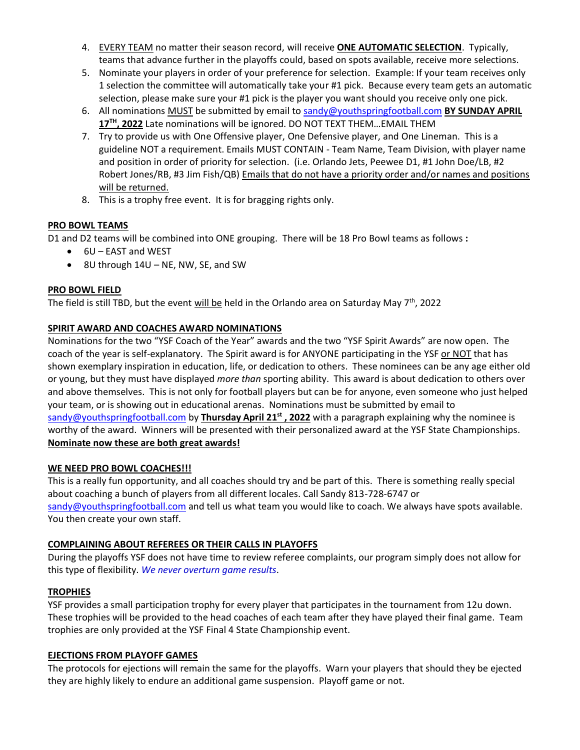4. <u>EVERY TEAM</u> no matter their season record, will receive **<u>ONE AUTOMATIC SELECTION</u>**. Typically, teams that advance further in the playoffs could, based on spots available, receive more selections.
5. Nominate your players in order of your preference for selection. Example: If your team receives only 1 selection the committee will automatically take your #1 pick. Because every team gets an automatic selection, please make sure your #1 pick is the player you want should you receive only one pick.
6. All nominations <u>MUST</u> be submitted by email to sandy@youthspringfootball.com **<u>BY SUNDAY APRIL 17TH, 2022</u>** Late nominations will be ignored. DO NOT TEXT THEM…EMAIL THEM
7. Try to provide us with One Offensive player, One Defensive player, and One Lineman. This is a guideline NOT a requirement. Emails MUST CONTAIN - Team Name, Team Division, with player name and position in order of priority for selection. (i.e. Orlando Jets, Peewee D1, #1 John Doe/LB, #2 Robert Jones/RB, #3 Jim Fish/QB) <u>Emails that do not have a priority order and/or names and positions will be returned.</u>
8. This is a trophy free event. It is for bragging rights only.

**<u>PRO BOWL TEAMS</u>**

D1 and D2 teams will be combined into ONE grouping. There will be 18 Pro Bowl teams as follows **:**

- 6U – EAST and WEST
- 8U through 14U – NE, NW, SE, and SW

**<u>PRO BOWL FIELD</u>**

The field is still TBD, but the event <u>will be</u> held in the Orlando area on Saturday May 7th, 2022

**<u>SPIRIT AWARD AND COACHES AWARD NOMINATIONS</u>**

Nominations for the two "YSF Coach of the Year" awards and the two "YSF Spirit Awards" are now open. The coach of the year is self-explanatory. The Spirit award is for ANYONE participating in the YSF <u>or NOT</u> that has shown exemplary inspiration in education, life, or dedication to others. These nominees can be any age either old or young, but they must have displayed *more than* sporting ability. This award is about dedication to others over and above themselves. This is not only for football players but can be for anyone, even someone who just helped your team, or is showing out in educational arenas. Nominations must be submitted by email to sandy@youthspringfootball.com by **<u>Thursday April 21st , 2022</u>** with a paragraph explaining why the nominee is worthy of the award. Winners will be presented with their personalized award at the YSF State Championships. **<u>Nominate now these are both great awards!</u>**

**<u>WE NEED PRO BOWL COACHES!!!</u>**

This is a really fun opportunity, and all coaches should try and be part of this. There is something really special about coaching a bunch of players from all different locales. Call Sandy 813-728-6747 or sandy@youthspringfootball.com and tell us what team you would like to coach. We always have spots available. You then create your own staff.

**<u>COMPLAINING ABOUT REFEREES OR THEIR CALLS IN PLAYOFFS</u>**

During the playoffs YSF does not have time to review referee complaints, our program simply does not allow for this type of flexibility. *We never overturn game results*.

**<u>TROPHIES</u>**

YSF provides a small participation trophy for every player that participates in the tournament from 12u down. These trophies will be provided to the head coaches of each team after they have played their final game. Team trophies are only provided at the YSF Final 4 State Championship event.

**<u>EJECTIONS FROM PLAYOFF GAMES</u>**

The protocols for ejections will remain the same for the playoffs. Warn your players that should they be ejected they are highly likely to endure an additional game suspension. Playoff game or not.